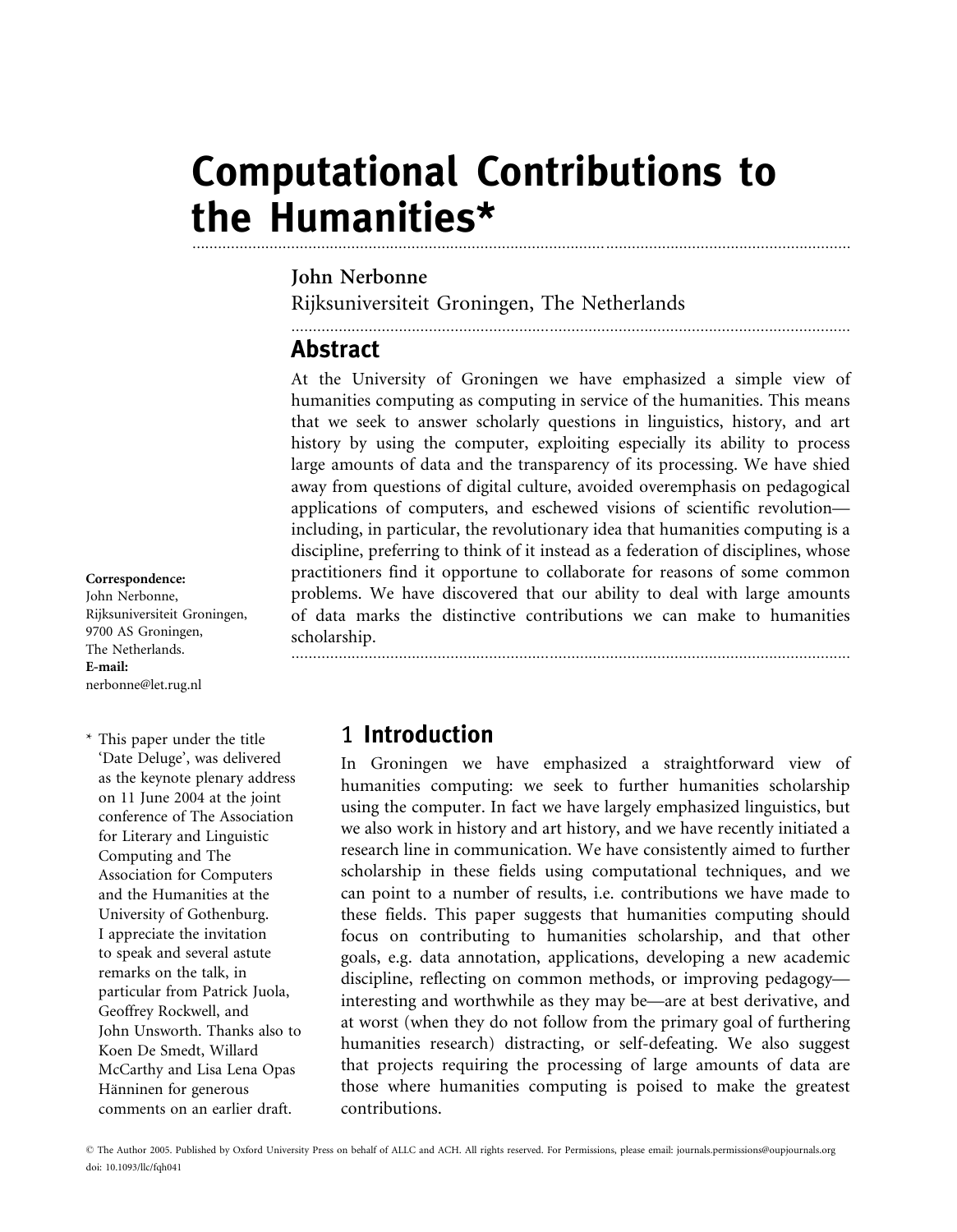# Computational Contributions to the Humanities*

**John Nerbonne**
Rijksuniversiteit Groningen, The Netherlands

## Abstract

At the University of Groningen we have emphasized a simple view of humanities computing as computing in service of the humanities. This means that we seek to answer scholarly questions in linguistics, history, and art history by using the computer, exploiting especially its ability to process large amounts of data and the transparency of its processing. We have shied away from questions of digital culture, avoided overemphasis on pedagogical applications of computers, and eschewed visions of scientific revolution—including, in particular, the revolutionary idea that humanities computing is a discipline, preferring to think of it instead as a federation of disciplines, whose practitioners find it opportune to collaborate for reasons of some common problems. We have discovered that our ability to deal with large amounts of data marks the distinctive contributions we can make to humanities scholarship.

**Correspondence:**
John Nerbonne,
Rijksuniversiteit Groningen,
9700 AS Groningen,
The Netherlands.
**E-mail:**
nerbonne@let.rug.nl

* This paper under the title 'Date Deluge', was delivered as the keynote plenary address on 11 June 2004 at the joint conference of The Association for Literary and Linguistic Computing and The Association for Computers and the Humanities at the University of Gothenburg. I appreciate the invitation to speak and several astute remarks on the talk, in particular from Patrick Juola, Geoffrey Rockwell, and John Unsworth. Thanks also to Koen De Smedt, Willard McCarthy and Lisa Lena Opas Hänninen for generous comments on an earlier draft.

## 1 Introduction

In Groningen we have emphasized a straightforward view of humanities computing: we seek to further humanities scholarship using the computer. In fact we have largely emphasized linguistics, but we also work in history and art history, and we have recently initiated a research line in communication. We have consistently aimed to further scholarship in these fields using computational techniques, and we can point to a number of results, i.e. contributions we have made to these fields. This paper suggests that humanities computing should focus on contributing to humanities scholarship, and that other goals, e.g. data annotation, applications, developing a new academic discipline, reflecting on common methods, or improving pedagogy—interesting and worthwhile as they may be—are at best derivative, and at worst (when they do not follow from the primary goal of furthering humanities research) distracting, or self-defeating. We also suggest that projects requiring the processing of large amounts of data are those where humanities computing is poised to make the greatest contributions.

© The Author 2005. Published by Oxford University Press on behalf of ALLC and ACH. All rights reserved. For Permissions, please email: journals.permissions@oupjournals.org
doi: 10.1093/llc/fqh041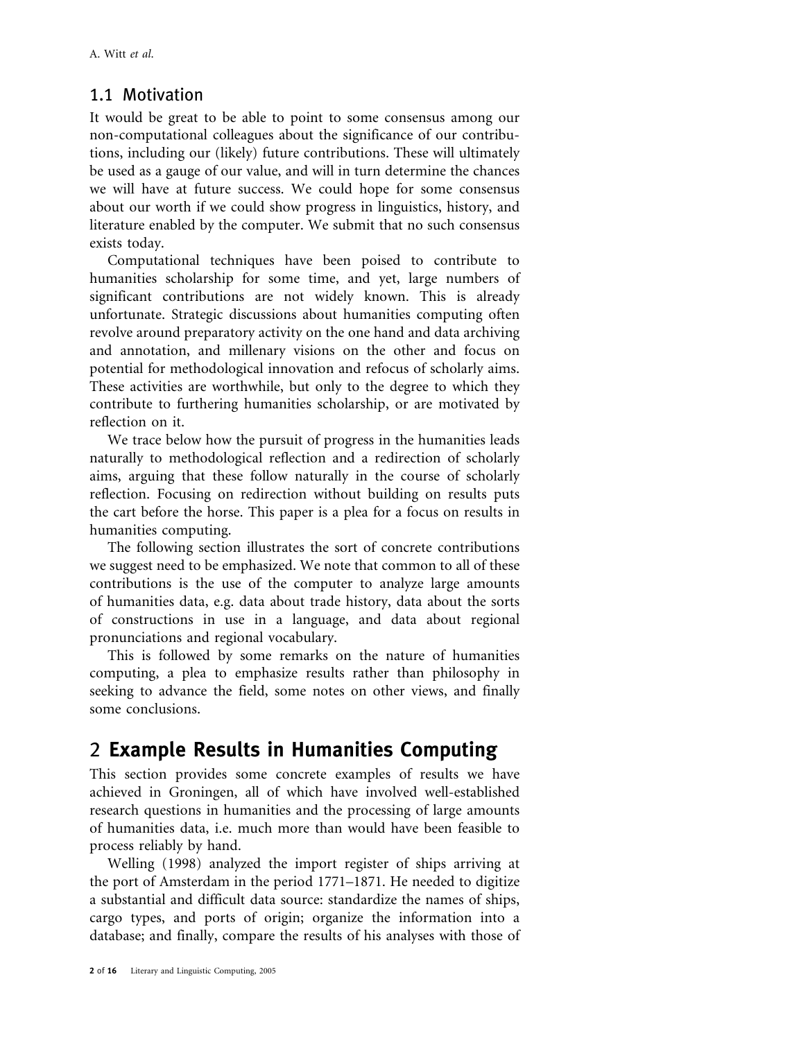### 1.1 Motivation

It would be great to be able to point to some consensus among our non-computational colleagues about the significance of our contributions, including our (likely) future contributions. These will ultimately be used as a gauge of our value, and will in turn determine the chances we will have at future success. We could hope for some consensus about our worth if we could show progress in linguistics, history, and literature enabled by the computer. We submit that no such consensus exists today.

Computational techniques have been poised to contribute to humanities scholarship for some time, and yet, large numbers of significant contributions are not widely known. This is already unfortunate. Strategic discussions about humanities computing often revolve around preparatory activity on the one hand and data archiving and annotation, and millenary visions on the other and focus on potential for methodological innovation and refocus of scholarly aims. These activities are worthwhile, but only to the degree to which they contribute to furthering humanities scholarship, or are motivated by reflection on it.

We trace below how the pursuit of progress in the humanities leads naturally to methodological reflection and a redirection of scholarly aims, arguing that these follow naturally in the course of scholarly reflection. Focusing on redirection without building on results puts the cart before the horse. This paper is a plea for a focus on results in humanities computing.

The following section illustrates the sort of concrete contributions we suggest need to be emphasized. We note that common to all of these contributions is the use of the computer to analyze large amounts of humanities data, e.g. data about trade history, data about the sorts of constructions in use in a language, and data about regional pronunciations and regional vocabulary.

This is followed by some remarks on the nature of humanities computing, a plea to emphasize results rather than philosophy in seeking to advance the field, some notes on other views, and finally some conclusions.

## 2 Example Results in Humanities Computing

This section provides some concrete examples of results we have achieved in Groningen, all of which have involved well-established research questions in humanities and the processing of large amounts of humanities data, i.e. much more than would have been feasible to process reliably by hand.

Welling (1998) analyzed the import register of ships arriving at the port of Amsterdam in the period 1771–1871. He needed to digitize a substantial and difficult data source: standardize the names of ships, cargo types, and ports of origin; organize the information into a database; and finally, compare the results of his analyses with those of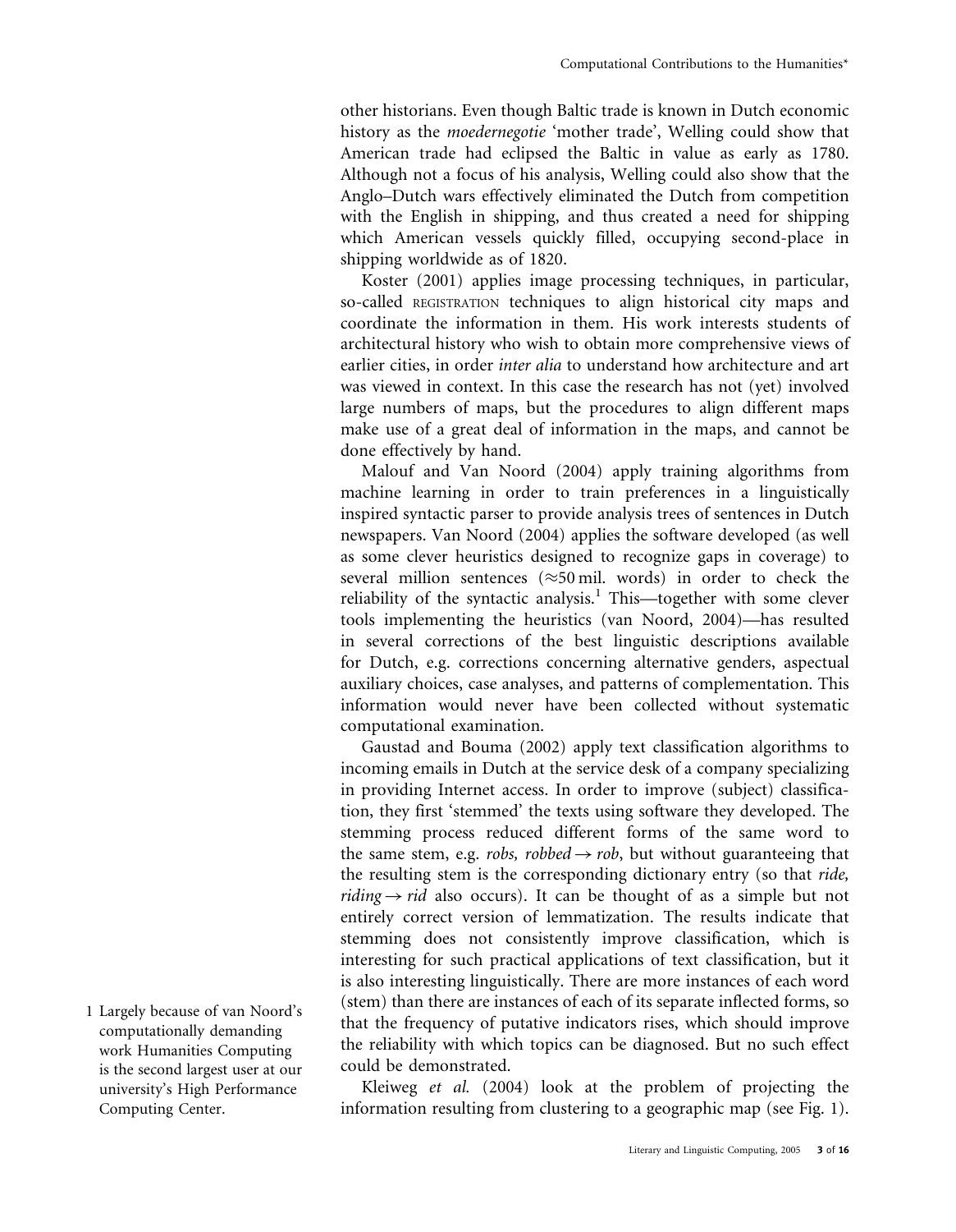other historians. Even though Baltic trade is known in Dutch economic history as the *moedernegotie* 'mother trade', Welling could show that American trade had eclipsed the Baltic in value as early as 1780. Although not a focus of his analysis, Welling could also show that the Anglo–Dutch wars effectively eliminated the Dutch from competition with the English in shipping, and thus created a need for shipping which American vessels quickly filled, occupying second-place in shipping worldwide as of 1820.

Koster (2001) applies image processing techniques, in particular, so-called REGISTRATION techniques to align historical city maps and coordinate the information in them. His work interests students of architectural history who wish to obtain more comprehensive views of earlier cities, in order *inter alia* to understand how architecture and art was viewed in context. In this case the research has not (yet) involved large numbers of maps, but the procedures to align different maps make use of a great deal of information in the maps, and cannot be done effectively by hand.

Malouf and Van Noord (2004) apply training algorithms from machine learning in order to train preferences in a linguistically inspired syntactic parser to provide analysis trees of sentences in Dutch newspapers. Van Noord (2004) applies the software developed (as well as some clever heuristics designed to recognize gaps in coverage) to several million sentences ($\approx$50 mil. words) in order to check the reliability of the syntactic analysis.[1] This—together with some clever tools implementing the heuristics (van Noord, 2004)—has resulted in several corrections of the best linguistic descriptions available for Dutch, e.g. corrections concerning alternative genders, aspectual auxiliary choices, case analyses, and patterns of complementation. This information would never have been collected without systematic computational examination.

Gaustad and Bouma (2002) apply text classification algorithms to incoming emails in Dutch at the service desk of a company specializing in providing Internet access. In order to improve (subject) classification, they first 'stemmed' the texts using software they developed. The stemming process reduced different forms of the same word to the same stem, e.g. *robs, robbed* $\rightarrow$ *rob*, but without guaranteeing that the resulting stem is the corresponding dictionary entry (so that *ride, riding* $\rightarrow$ *rid* also occurs). It can be thought of as a simple but not entirely correct version of lemmatization. The results indicate that stemming does not consistently improve classification, which is interesting for such practical applications of text classification, but it is also interesting linguistically. There are more instances of each word (stem) than there are instances of each of its separate inflected forms, so that the frequency of putative indicators rises, which should improve the reliability with which topics can be diagnosed. But no such effect could be demonstrated.

Kleiweg *et al.* (2004) look at the problem of projecting the information resulting from clustering to a geographic map (see Fig. 1).

1 Largely because of van Noord's computationally demanding work Humanities Computing is the second largest user at our university's High Performance Computing Center.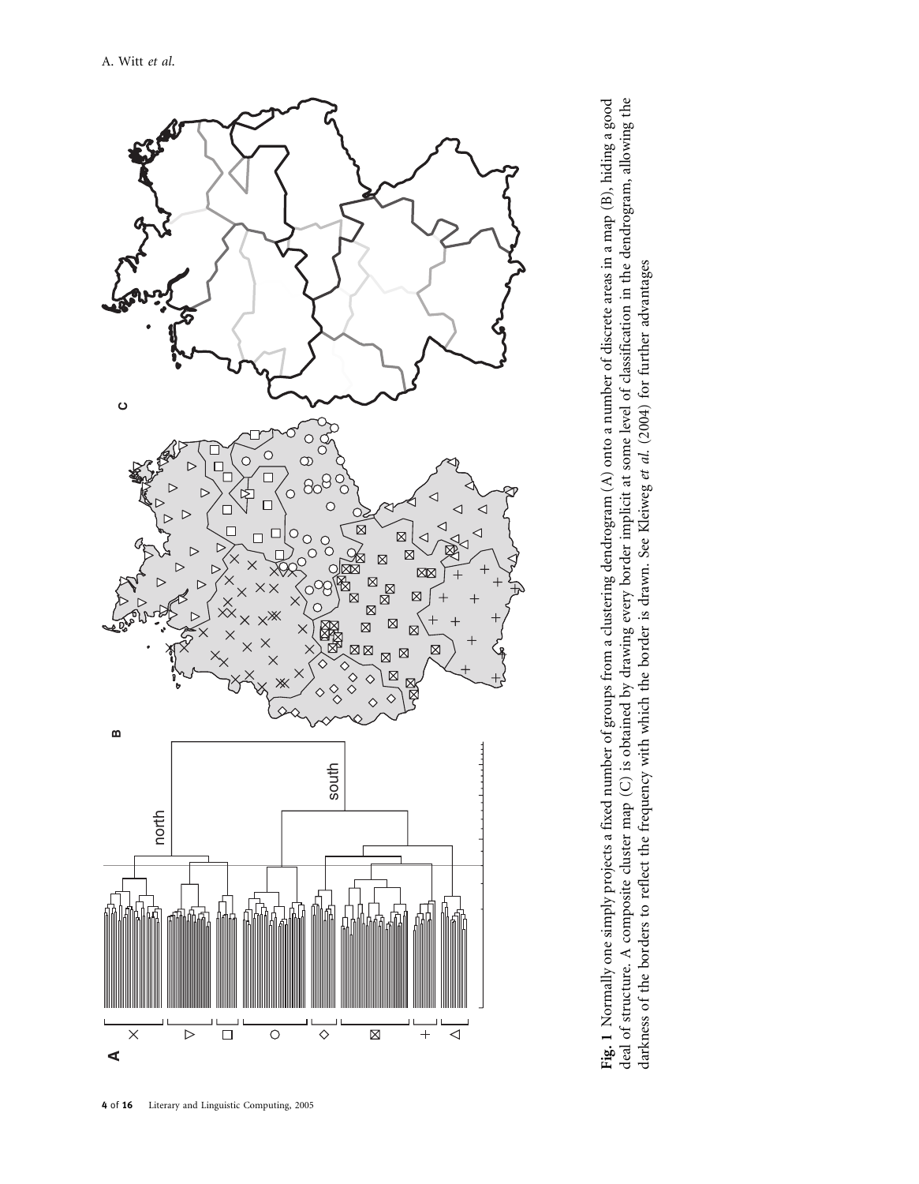**Fig. 1** Normally one simply projects a fixed number of groups from a clustering dendrogram (A) onto a number of discrete areas in a map (B), hiding a good deal of structure. A composite cluster map (C) is obtained by drawing every border implicit at some level of classification in the dendrogram, allowing the darkness of the borders to reflect the frequency with which the border is drawn. See Kleiweg *et al.* (2004) for further advantages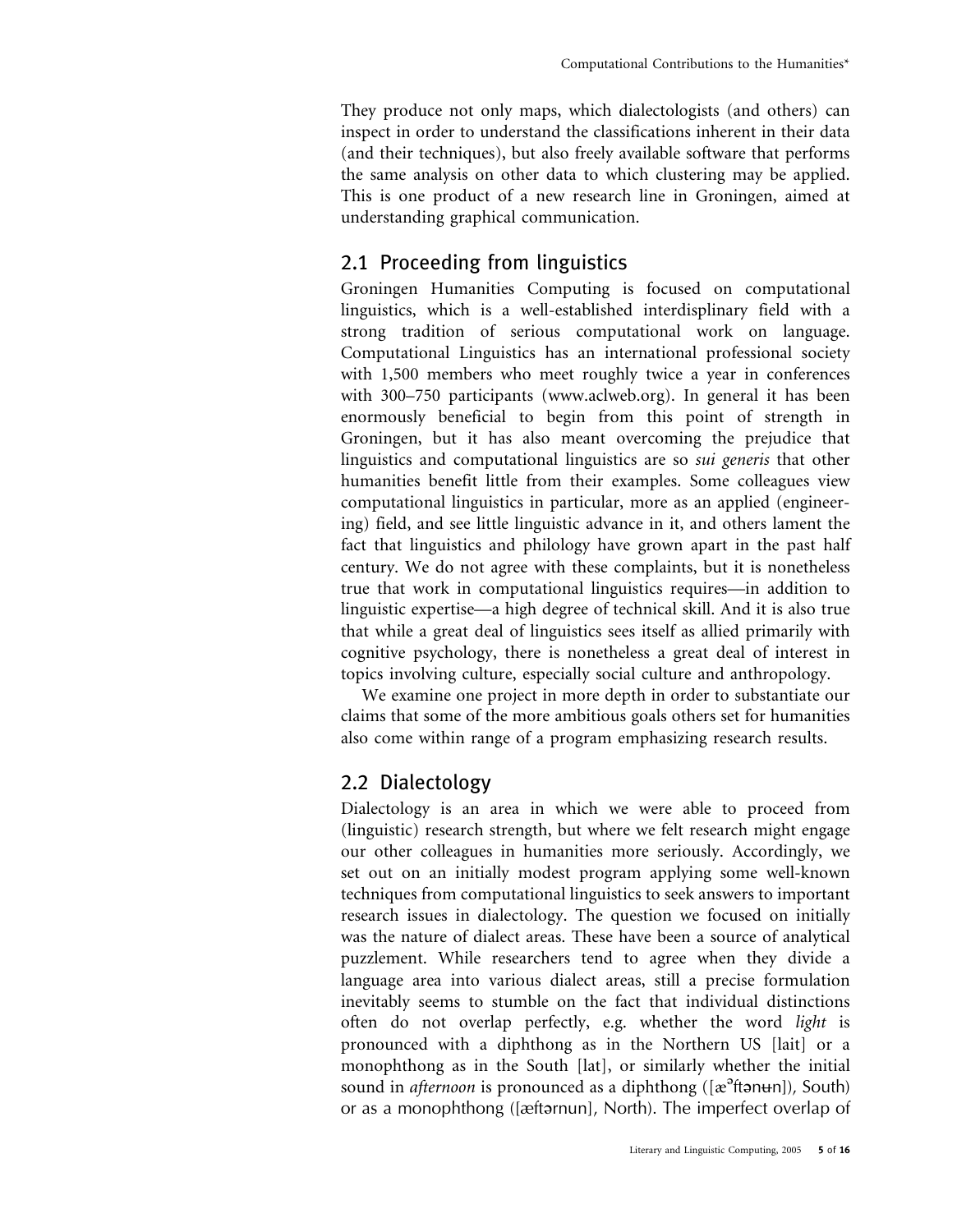They produce not only maps, which dialectologists (and others) can inspect in order to understand the classifications inherent in their data (and their techniques), but also freely available software that performs the same analysis on other data to which clustering may be applied. This is one product of a new research line in Groningen, aimed at understanding graphical communication.

## 2.1 Proceeding from linguistics

Groningen Humanities Computing is focused on computational linguistics, which is a well-established interdisplinary field with a strong tradition of serious computational work on language. Computational Linguistics has an international professional society with 1,500 members who meet roughly twice a year in conferences with 300–750 participants (www.aclweb.org). In general it has been enormously beneficial to begin from this point of strength in Groningen, but it has also meant overcoming the prejudice that linguistics and computational linguistics are so *sui generis* that other humanities benefit little from their examples. Some colleagues view computational linguistics in particular, more as an applied (engineering) field, and see little linguistic advance in it, and others lament the fact that linguistics and philology have grown apart in the past half century. We do not agree with these complaints, but it is nonetheless true that work in computational linguistics requires—in addition to linguistic expertise—a high degree of technical skill. And it is also true that while a great deal of linguistics sees itself as allied primarily with cognitive psychology, there is nonetheless a great deal of interest in topics involving culture, especially social culture and anthropology.

We examine one project in more depth in order to substantiate our claims that some of the more ambitious goals others set for humanities also come within range of a program emphasizing research results.

## 2.2 Dialectology

Dialectology is an area in which we were able to proceed from (linguistic) research strength, but where we felt research might engage our other colleagues in humanities more seriously. Accordingly, we set out on an initially modest program applying some well-known techniques from computational linguistics to seek answers to important research issues in dialectology. The question we focused on initially was the nature of dialect areas. These have been a source of analytical puzzlement. While researchers tend to agree when they divide a language area into various dialect areas, still a precise formulation inevitably seems to stumble on the fact that individual distinctions often do not overlap perfectly, e.g. whether the word *light* is pronounced with a diphthong as in the Northern US [lait] or a monophthong as in the South [lat], or similarly whether the initial sound in *afternoon* is pronounced as a diphthong ([æᵊftənʉn]), South) or as a monophthong ([æftərnun], North). The imperfect overlap of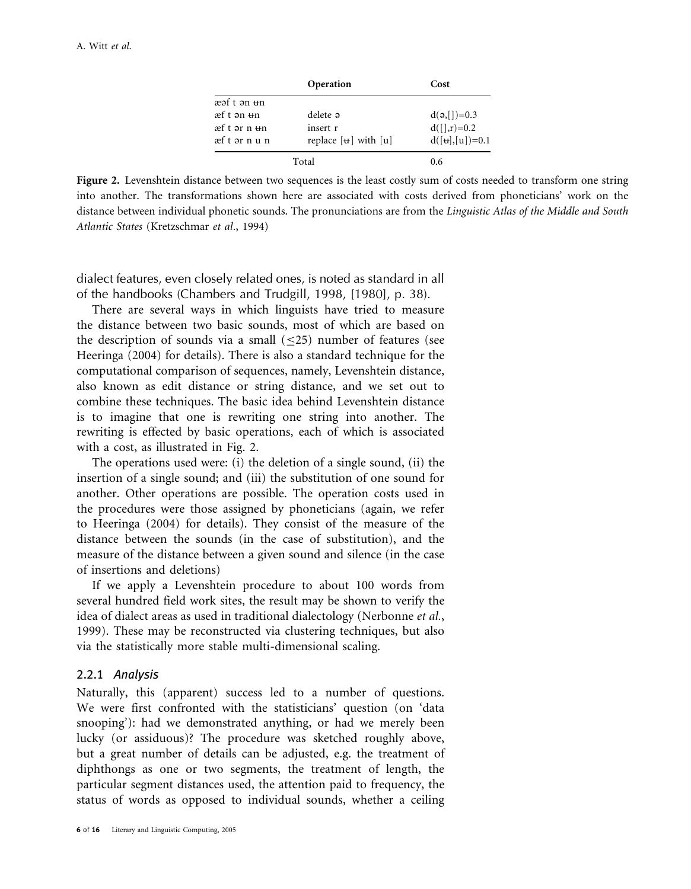| | Operation | Cost |
|---|---|---|
| æəf t ən ʉn | | |
| æf t ən ʉn | delete ə | d(ə,[])=0.3 |
| æf t ər n ʉn | insert r | d([],r)=0.2 |
| æf t ər n u n | replace [ʉ] with [u] | d([ʉ],[u])=0.1 |
| | Total | 0.6 |

**Figure 2.** Levenshtein distance between two sequences is the least costly sum of costs needed to transform one string into another. The transformations shown here are associated with costs derived from phoneticians' work on the distance between individual phonetic sounds. The pronunciations are from the *Linguistic Atlas of the Middle and South Atlantic States* (Kretzschmar *et al*., 1994)

dialect features, even closely related ones, is noted as standard in all of the handbooks (Chambers and Trudgill, 1998, [1980], p. 38).

There are several ways in which linguists have tried to measure the distance between two basic sounds, most of which are based on the description of sounds via a small ($\leq 25$) number of features (see Heeringa (2004) for details). There is also a standard technique for the computational comparison of sequences, namely, Levenshtein distance, also known as edit distance or string distance, and we set out to combine these techniques. The basic idea behind Levenshtein distance is to imagine that one is rewriting one string into another. The rewriting is effected by basic operations, each of which is associated with a cost, as illustrated in Fig. 2.

The operations used were: (i) the deletion of a single sound, (ii) the insertion of a single sound; and (iii) the substitution of one sound for another. Other operations are possible. The operation costs used in the procedures were those assigned by phoneticians (again, we refer to Heeringa (2004) for details). They consist of the measure of the distance between the sounds (in the case of substitution), and the measure of the distance between a given sound and silence (in the case of insertions and deletions)

If we apply a Levenshtein procedure to about 100 words from several hundred field work sites, the result may be shown to verify the idea of dialect areas as used in traditional dialectology (Nerbonne *et al.*, 1999). These may be reconstructed via clustering techniques, but also via the statistically more stable multi-dimensional scaling.

### 2.2.1 *Analysis*

Naturally, this (apparent) success led to a number of questions. We were first confronted with the statisticians' question (on 'data snooping'): had we demonstrated anything, or had we merely been lucky (or assiduous)? The procedure was sketched roughly above, but a great number of details can be adjusted, e.g. the treatment of diphthongs as one or two segments, the treatment of length, the particular segment distances used, the attention paid to frequency, the status of words as opposed to individual sounds, whether a ceiling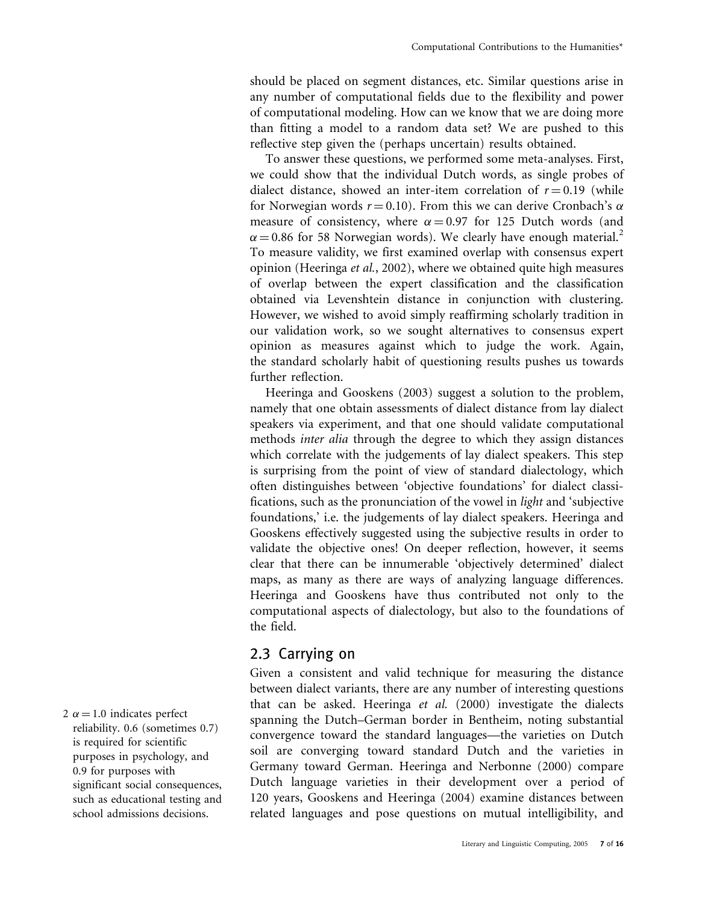should be placed on segment distances, etc. Similar questions arise in any number of computational fields due to the flexibility and power of computational modeling. How can we know that we are doing more than fitting a model to a random data set? We are pushed to this reflective step given the (perhaps uncertain) results obtained.

To answer these questions, we performed some meta-analyses. First, we could show that the individual Dutch words, as single probes of dialect distance, showed an inter-item correlation of $r = 0.19$ (while for Norwegian words $r = 0.10$). From this we can derive Cronbach's $\alpha$ measure of consistency, where $\alpha = 0.97$ for 125 Dutch words (and $\alpha = 0.86$ for 58 Norwegian words). We clearly have enough material.[2] To measure validity, we first examined overlap with consensus expert opinion (Heeringa *et al.*, 2002), where we obtained quite high measures of overlap between the expert classification and the classification obtained via Levenshtein distance in conjunction with clustering. However, we wished to avoid simply reaffirming scholarly tradition in our validation work, so we sought alternatives to consensus expert opinion as measures against which to judge the work. Again, the standard scholarly habit of questioning results pushes us towards further reflection.

Heeringa and Gooskens (2003) suggest a solution to the problem, namely that one obtain assessments of dialect distance from lay dialect speakers via experiment, and that one should validate computational methods *inter alia* through the degree to which they assign distances which correlate with the judgements of lay dialect speakers. This step is surprising from the point of view of standard dialectology, which often distinguishes between 'objective foundations' for dialect classifications, such as the pronunciation of the vowel in *light* and 'subjective foundations,' i.e. the judgements of lay dialect speakers. Heeringa and Gooskens effectively suggested using the subjective results in order to validate the objective ones! On deeper reflection, however, it seems clear that there can be innumerable 'objectively determined' dialect maps, as many as there are ways of analyzing language differences. Heeringa and Gooskens have thus contributed not only to the computational aspects of dialectology, but also to the foundations of the field.

## 2.3 Carrying on

Given a consistent and valid technique for measuring the distance between dialect variants, there are any number of interesting questions that can be asked. Heeringa *et al.* (2000) investigate the dialects spanning the Dutch–German border in Bentheim, noting substantial convergence toward the standard languages—the varieties on Dutch soil are converging toward standard Dutch and the varieties in Germany toward German. Heeringa and Nerbonne (2000) compare Dutch language varieties in their development over a period of 120 years, Gooskens and Heeringa (2004) examine distances between related languages and pose questions on mutual intelligibility, and

[2] $\alpha = 1.0$ indicates perfect reliability. 0.6 (sometimes 0.7) is required for scientific purposes in psychology, and 0.9 for purposes with significant social consequences, such as educational testing and school admissions decisions.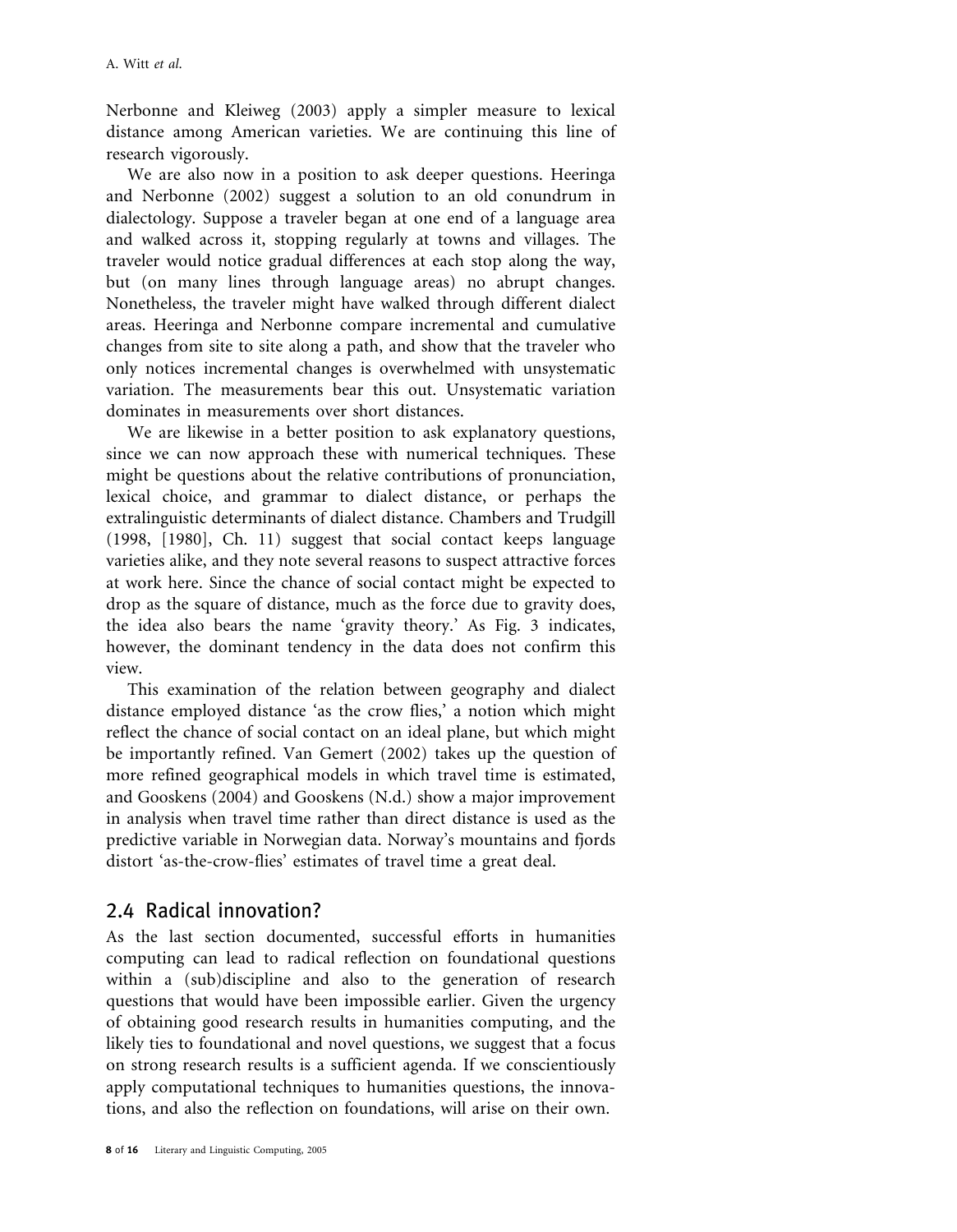Nerbonne and Kleiweg (2003) apply a simpler measure to lexical distance among American varieties. We are continuing this line of research vigorously.

We are also now in a position to ask deeper questions. Heeringa and Nerbonne (2002) suggest a solution to an old conundrum in dialectology. Suppose a traveler began at one end of a language area and walked across it, stopping regularly at towns and villages. The traveler would notice gradual differences at each stop along the way, but (on many lines through language areas) no abrupt changes. Nonetheless, the traveler might have walked through different dialect areas. Heeringa and Nerbonne compare incremental and cumulative changes from site to site along a path, and show that the traveler who only notices incremental changes is overwhelmed with unsystematic variation. The measurements bear this out. Unsystematic variation dominates in measurements over short distances.

We are likewise in a better position to ask explanatory questions, since we can now approach these with numerical techniques. These might be questions about the relative contributions of pronunciation, lexical choice, and grammar to dialect distance, or perhaps the extralinguistic determinants of dialect distance. Chambers and Trudgill (1998, [1980], Ch. 11) suggest that social contact keeps language varieties alike, and they note several reasons to suspect attractive forces at work here. Since the chance of social contact might be expected to drop as the square of distance, much as the force due to gravity does, the idea also bears the name 'gravity theory.' As Fig. 3 indicates, however, the dominant tendency in the data does not confirm this view.

This examination of the relation between geography and dialect distance employed distance 'as the crow flies,' a notion which might reflect the chance of social contact on an ideal plane, but which might be importantly refined. Van Gemert (2002) takes up the question of more refined geographical models in which travel time is estimated, and Gooskens (2004) and Gooskens (N.d.) show a major improvement in analysis when travel time rather than direct distance is used as the predictive variable in Norwegian data. Norway's mountains and fjords distort 'as-the-crow-flies' estimates of travel time a great deal.

## 2.4 Radical innovation?

As the last section documented, successful efforts in humanities computing can lead to radical reflection on foundational questions within a (sub)discipline and also to the generation of research questions that would have been impossible earlier. Given the urgency of obtaining good research results in humanities computing, and the likely ties to foundational and novel questions, we suggest that a focus on strong research results is a sufficient agenda. If we conscientiously apply computational techniques to humanities questions, the innovations, and also the reflection on foundations, will arise on their own.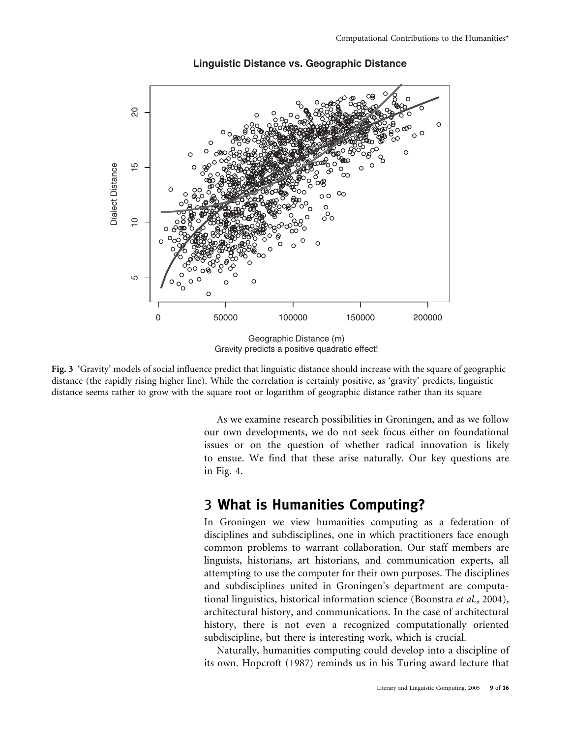**Linguistic Distance vs. Geographic Distance**

Geographic Distance (m)
Gravity predicts a positive quadratic effect!

**Fig. 3** 'Gravity' models of social influence predict that linguistic distance should increase with the square of geographic distance (the rapidly rising higher line). While the correlation is certainly positive, as 'gravity' predicts, linguistic distance seems rather to grow with the square root or logarithm of geographic distance rather than its square

As we examine research possibilities in Groningen, and as we follow our own developments, we do not seek focus either on foundational issues or on the question of whether radical innovation is likely to ensue. We find that these arise naturally. Our key questions are in Fig. 4.

## 3 What is Humanities Computing?

In Groningen we view humanities computing as a federation of disciplines and subdisciplines, one in which practitioners face enough common problems to warrant collaboration. Our staff members are linguists, historians, art historians, and communication experts, all attempting to use the computer for their own purposes. The disciplines and subdisciplines united in Groningen's department are computational linguistics, historical information science (Boonstra *et al.*, 2004), architectural history, and communications. In the case of architectural history, there is not even a recognized computationally oriented subdiscipline, but there is interesting work, which is crucial.

Naturally, humanities computing could develop into a discipline of its own. Hopcroft (1987) reminds us in his Turing award lecture that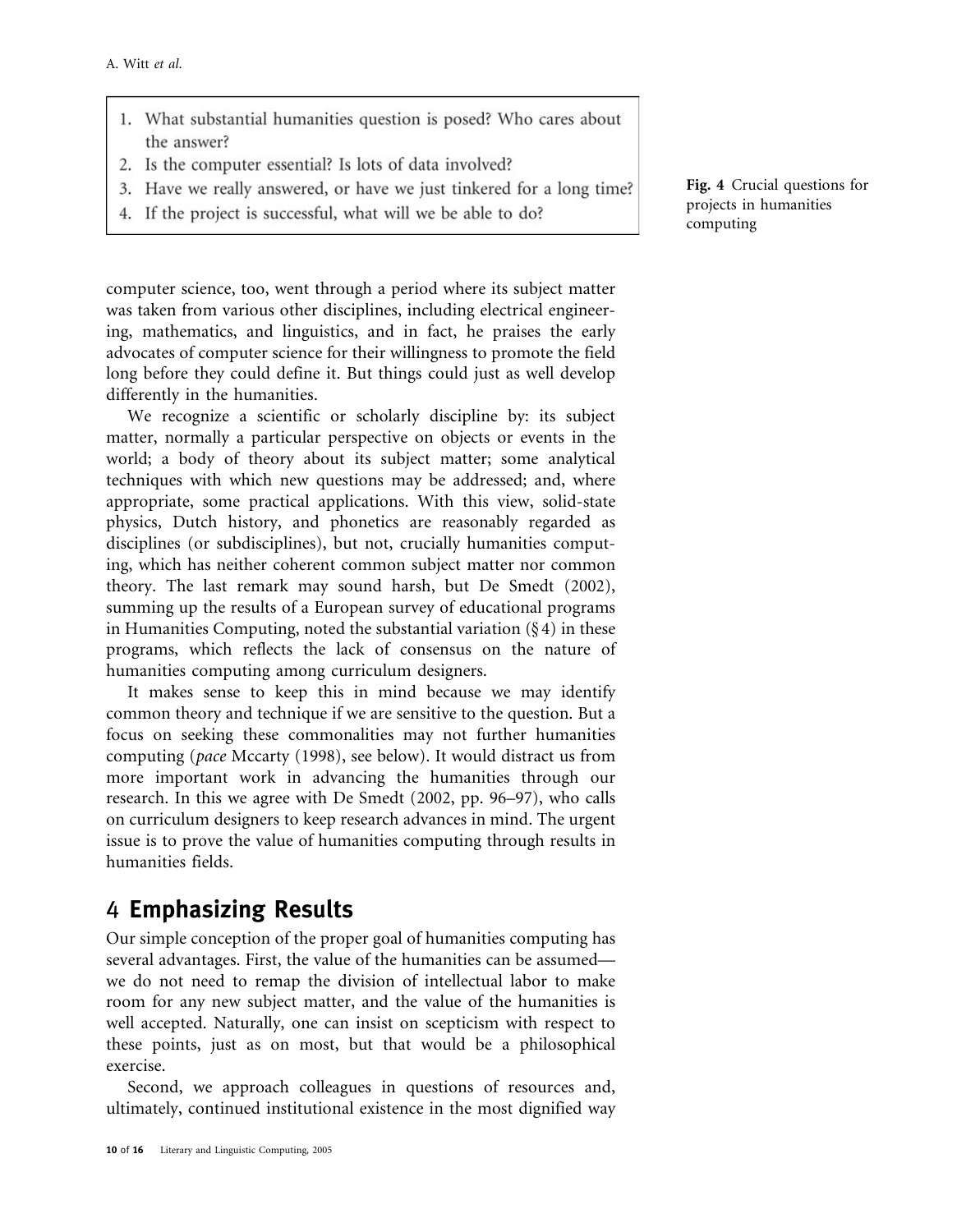1. What substantial humanities question is posed? Who cares about the answer?
2. Is the computer essential? Is lots of data involved?
3. Have we really answered, or have we just tinkered for a long time?
4. If the project is successful, what will we be able to do?

**Fig. 4** Crucial questions for projects in humanities computing

computer science, too, went through a period where its subject matter was taken from various other disciplines, including electrical engineering, mathematics, and linguistics, and in fact, he praises the early advocates of computer science for their willingness to promote the field long before they could define it. But things could just as well develop differently in the humanities.

We recognize a scientific or scholarly discipline by: its subject matter, normally a particular perspective on objects or events in the world; a body of theory about its subject matter; some analytical techniques with which new questions may be addressed; and, where appropriate, some practical applications. With this view, solid-state physics, Dutch history, and phonetics are reasonably regarded as disciplines (or subdisciplines), but not, crucially humanities computing, which has neither coherent common subject matter nor common theory. The last remark may sound harsh, but De Smedt (2002), summing up the results of a European survey of educational programs in Humanities Computing, noted the substantial variation (§ 4) in these programs, which reflects the lack of consensus on the nature of humanities computing among curriculum designers.

It makes sense to keep this in mind because we may identify common theory and technique if we are sensitive to the question. But a focus on seeking these commonalities may not further humanities computing (*pace* Mccarty (1998), see below). It would distract us from more important work in advancing the humanities through our research. In this we agree with De Smedt (2002, pp. 96–97), who calls on curriculum designers to keep research advances in mind. The urgent issue is to prove the value of humanities computing through results in humanities fields.

## 4 Emphasizing Results

Our simple conception of the proper goal of humanities computing has several advantages. First, the value of the humanities can be assumed—we do not need to remap the division of intellectual labor to make room for any new subject matter, and the value of the humanities is well accepted. Naturally, one can insist on scepticism with respect to these points, just as on most, but that would be a philosophical exercise.

Second, we approach colleagues in questions of resources and, ultimately, continued institutional existence in the most dignified way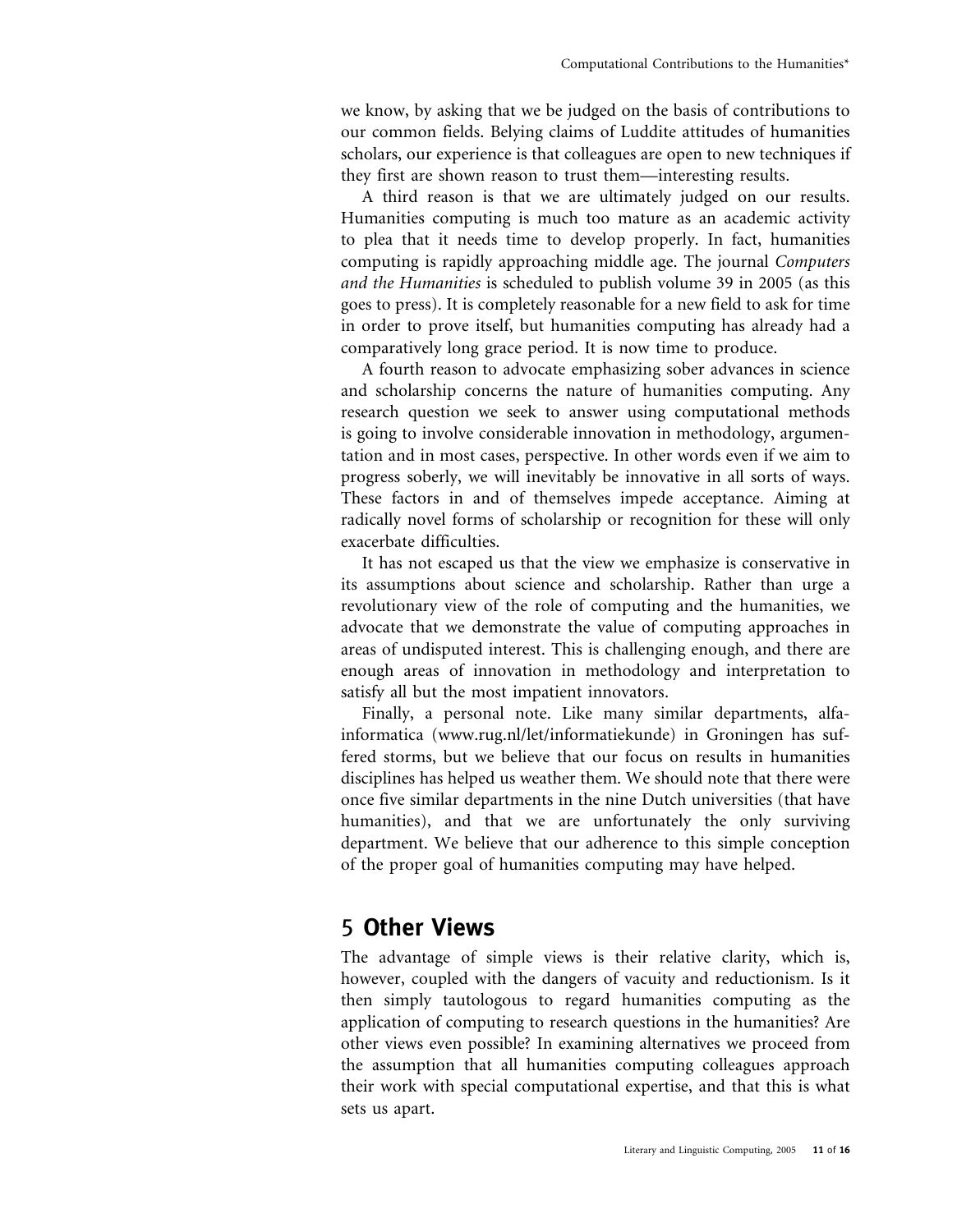we know, by asking that we be judged on the basis of contributions to our common fields. Belying claims of Luddite attitudes of humanities scholars, our experience is that colleagues are open to new techniques if they first are shown reason to trust them—interesting results.

A third reason is that we are ultimately judged on our results. Humanities computing is much too mature as an academic activity to plea that it needs time to develop properly. In fact, humanities computing is rapidly approaching middle age. The journal *Computers and the Humanities* is scheduled to publish volume 39 in 2005 (as this goes to press). It is completely reasonable for a new field to ask for time in order to prove itself, but humanities computing has already had a comparatively long grace period. It is now time to produce.

A fourth reason to advocate emphasizing sober advances in science and scholarship concerns the nature of humanities computing. Any research question we seek to answer using computational methods is going to involve considerable innovation in methodology, argumentation and in most cases, perspective. In other words even if we aim to progress soberly, we will inevitably be innovative in all sorts of ways. These factors in and of themselves impede acceptance. Aiming at radically novel forms of scholarship or recognition for these will only exacerbate difficulties.

It has not escaped us that the view we emphasize is conservative in its assumptions about science and scholarship. Rather than urge a revolutionary view of the role of computing and the humanities, we advocate that we demonstrate the value of computing approaches in areas of undisputed interest. This is challenging enough, and there are enough areas of innovation in methodology and interpretation to satisfy all but the most impatient innovators.

Finally, a personal note. Like many similar departments, alfa-informatica (www.rug.nl/let/informatiekunde) in Groningen has suffered storms, but we believe that our focus on results in humanities disciplines has helped us weather them. We should note that there were once five similar departments in the nine Dutch universities (that have humanities), and that we are unfortunately the only surviving department. We believe that our adherence to this simple conception of the proper goal of humanities computing may have helped.

## 5 Other Views

The advantage of simple views is their relative clarity, which is, however, coupled with the dangers of vacuity and reductionism. Is it then simply tautologous to regard humanities computing as the application of computing to research questions in the humanities? Are other views even possible? In examining alternatives we proceed from the assumption that all humanities computing colleagues approach their work with special computational expertise, and that this is what sets us apart.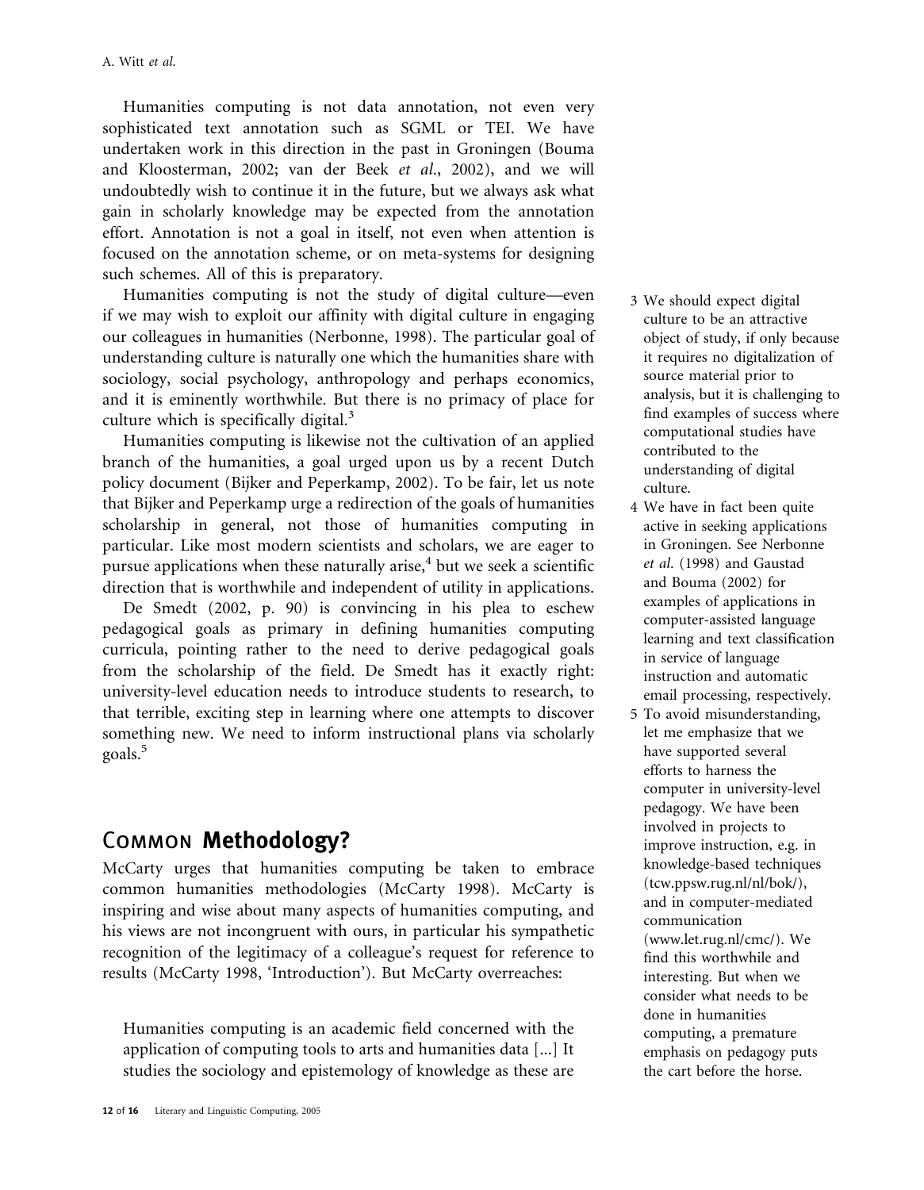Humanities computing is not data annotation, not even very sophisticated text annotation such as SGML or TEI. We have undertaken work in this direction in the past in Groningen (Bouma and Kloosterman, 2002; van der Beek *et al*., 2002), and we will undoubtedly wish to continue it in the future, but we always ask what gain in scholarly knowledge may be expected from the annotation effort. Annotation is not a goal in itself, not even when attention is focused on the annotation scheme, or on meta-systems for designing such schemes. All of this is preparatory.

Humanities computing is not the study of digital culture—even if we may wish to exploit our affinity with digital culture in engaging our colleagues in humanities (Nerbonne, 1998). The particular goal of understanding culture is naturally one which the humanities share with sociology, social psychology, anthropology and perhaps economics, and it is eminently worthwhile. But there is no primacy of place for culture which is specifically digital.[3]

Humanities computing is likewise not the cultivation of an applied branch of the humanities, a goal urged upon us by a recent Dutch policy document (Bijker and Peperkamp, 2002). To be fair, let us note that Bijker and Peperkamp urge a redirection of the goals of humanities scholarship in general, not those of humanities computing in particular. Like most modern scientists and scholars, we are eager to pursue applications when these naturally arise,[4] but we seek a scientific direction that is worthwhile and independent of utility in applications.

De Smedt (2002, p. 90) is convincing in his plea to eschew pedagogical goals as primary in defining humanities computing curricula, pointing rather to the need to derive pedagogical goals from the scholarship of the field. De Smedt has it exactly right: university-level education needs to introduce students to research, to that terrible, exciting step in learning where one attempts to discover something new. We need to inform instructional plans via scholarly goals.[5]

## Common Methodology?

McCarty urges that humanities computing be taken to embrace common humanities methodologies (McCarty 1998). McCarty is inspiring and wise about many aspects of humanities computing, and his views are not incongruent with ours, in particular his sympathetic recognition of the legitimacy of a colleague's request for reference to results (McCarty 1998, 'Introduction'). But McCarty overreaches:

> Humanities computing is an academic field concerned with the application of computing tools to arts and humanities data [...] It studies the sociology and epistemology of knowledge as these are

3 We should expect digital culture to be an attractive object of study, if only because it requires no digitalization of source material prior to analysis, but it is challenging to find examples of success where computational studies have contributed to the understanding of digital culture.

4 We have in fact been quite active in seeking applications in Groningen. See Nerbonne *et al*. (1998) and Gaustad and Bouma (2002) for examples of applications in computer-assisted language learning and text classification in service of language instruction and automatic email processing, respectively.

5 To avoid misunderstanding, let me emphasize that we have supported several efforts to harness the computer in university-level pedagogy. We have been involved in projects to improve instruction, e.g. in knowledge-based techniques (tcw.ppsw.rug.nl/nl/bok/), and in computer-mediated communication (www.let.rug.nl/cmc/). We find this worthwhile and interesting. But when we consider what needs to be done in humanities computing, a premature emphasis on pedagogy puts the cart before the horse.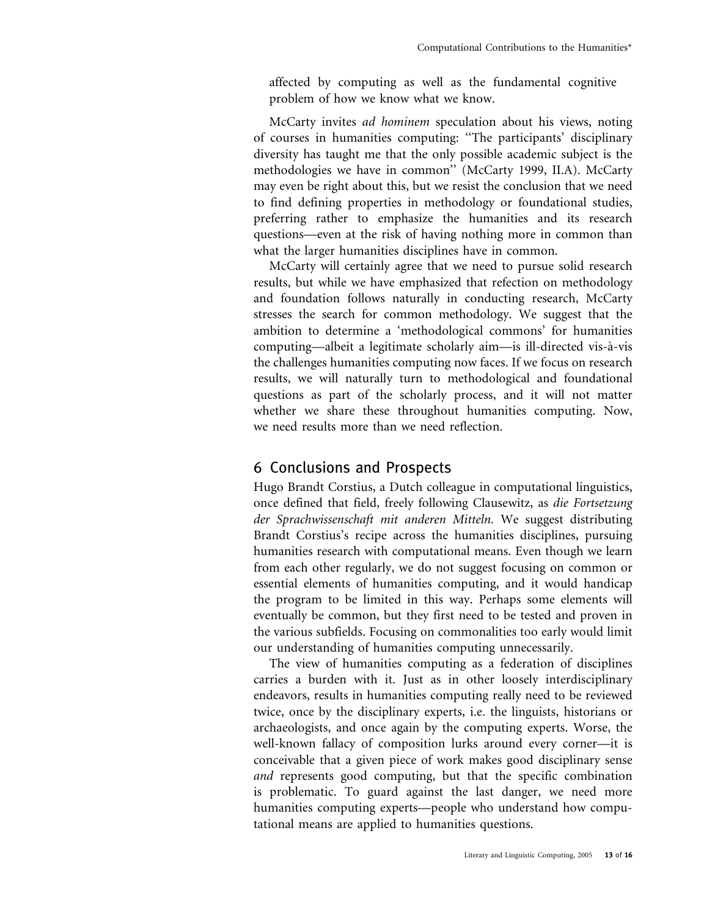affected by computing as well as the fundamental cognitive problem of how we know what we know.

McCarty invites *ad hominem* speculation about his views, noting of courses in humanities computing: ''The participants' disciplinary diversity has taught me that the only possible academic subject is the methodologies we have in common'' (McCarty 1999, II.A). McCarty may even be right about this, but we resist the conclusion that we need to find defining properties in methodology or foundational studies, preferring rather to emphasize the humanities and its research questions—even at the risk of having nothing more in common than what the larger humanities disciplines have in common.

McCarty will certainly agree that we need to pursue solid research results, but while we have emphasized that refection on methodology and foundation follows naturally in conducting research, McCarty stresses the search for common methodology. We suggest that the ambition to determine a 'methodological commons' for humanities computing—albeit a legitimate scholarly aim—is ill-directed vis-à-vis the challenges humanities computing now faces. If we focus on research results, we will naturally turn to methodological and foundational questions as part of the scholarly process, and it will not matter whether we share these throughout humanities computing. Now, we need results more than we need reflection.

## 6 Conclusions and Prospects

Hugo Brandt Corstius, a Dutch colleague in computational linguistics, once defined that field, freely following Clausewitz, as *die Fortsetzung der Sprachwissenschaft mit anderen Mitteln*. We suggest distributing Brandt Corstius's recipe across the humanities disciplines, pursuing humanities research with computational means. Even though we learn from each other regularly, we do not suggest focusing on common or essential elements of humanities computing, and it would handicap the program to be limited in this way. Perhaps some elements will eventually be common, but they first need to be tested and proven in the various subfields. Focusing on commonalities too early would limit our understanding of humanities computing unnecessarily.

The view of humanities computing as a federation of disciplines carries a burden with it. Just as in other loosely interdisciplinary endeavors, results in humanities computing really need to be reviewed twice, once by the disciplinary experts, i.e. the linguists, historians or archaeologists, and once again by the computing experts. Worse, the well-known fallacy of composition lurks around every corner—it is conceivable that a given piece of work makes good disciplinary sense *and* represents good computing, but that the specific combination is problematic. To guard against the last danger, we need more humanities computing experts—people who understand how computational means are applied to humanities questions.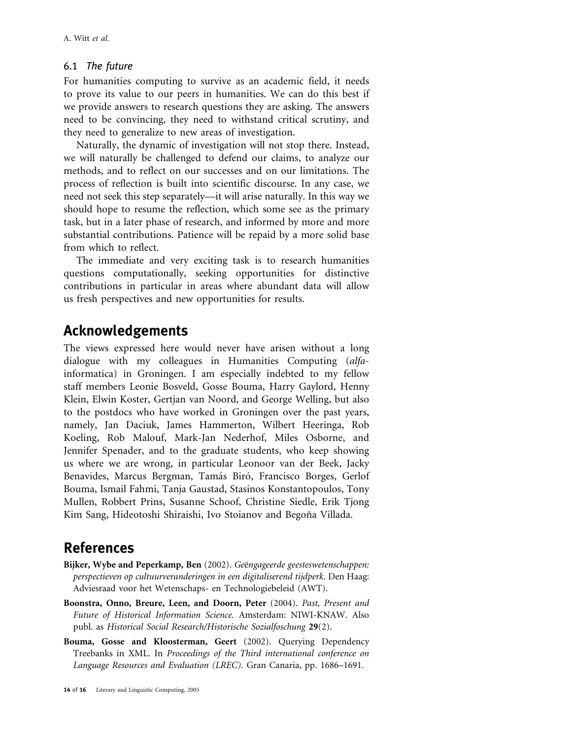### 6.1 *The future*

For humanities computing to survive as an academic field, it needs to prove its value to our peers in humanities. We can do this best if we provide answers to research questions they are asking. The answers need to be convincing, they need to withstand critical scrutiny, and they need to generalize to new areas of investigation.

Naturally, the dynamic of investigation will not stop there. Instead, we will naturally be challenged to defend our claims, to analyze our methods, and to reflect on our successes and on our limitations. The process of reflection is built into scientific discourse. In any case, we need not seek this step separately—it will arise naturally. In this way we should hope to resume the reflection, which some see as the primary task, but in a later phase of research, and informed by more and more substantial contributions. Patience will be repaid by a more solid base from which to reflect.

The immediate and very exciting task is to research humanities questions computationally, seeking opportunities for distinctive contributions in particular in areas where abundant data will allow us fresh perspectives and new opportunities for results.

## Acknowledgements

The views expressed here would never have arisen without a long dialogue with my colleagues in Humanities Computing (*alfa-informatica*) in Groningen. I am especially indebted to my fellow staff members Leonie Bosveld, Gosse Bouma, Harry Gaylord, Henny Klein, Elwin Koster, Gertjan van Noord, and George Welling, but also to the postdocs who have worked in Groningen over the past years, namely, Jan Daciuk, James Hammerton, Wilbert Heeringa, Rob Koeling, Rob Malouf, Mark-Jan Nederhof, Miles Osborne, and Jennifer Spenader, and to the graduate students, who keep showing us where we are wrong, in particular Leonoor van der Beek, Jacky Benavides, Marcus Bergman, Tamás Biró, Francisco Borges, Gerlof Bouma, Ismail Fahmi, Tanja Gaustad, Stasinos Konstantopoulos, Tony Mullen, Robbert Prins, Susanne Schoof, Christine Siedle, Erik Tjong Kim Sang, Hideotoshi Shiraishi, Ivo Stoianov and Begoña Villada.

## References

**Bijker, Wybe and Peperkamp, Ben** (2002). *Geëngageerde geesteswetenschappen: perspectieven op cultuurveranderingen in een digitaliserend tijdperk*. Den Haag: Adviesraad voor het Wetenschaps- en Technologiebeleid (AWT).

**Boonstra, Onno, Breure, Leen, and Doorn, Peter** (2004). *Past, Present and Future of Historical Information Science.* Amsterdam: NIWI-KNAW. Also publ. as *Historical Social Research/Historische Sozialfoschung* **29**(2).

**Bouma, Gosse and Kloosterman, Geert** (2002). Querying Dependency Treebanks in XML. In *Proceedings of the Third international conference on Language Resources and Evaluation (LREC).* Gran Canaria, pp. 1686–1691.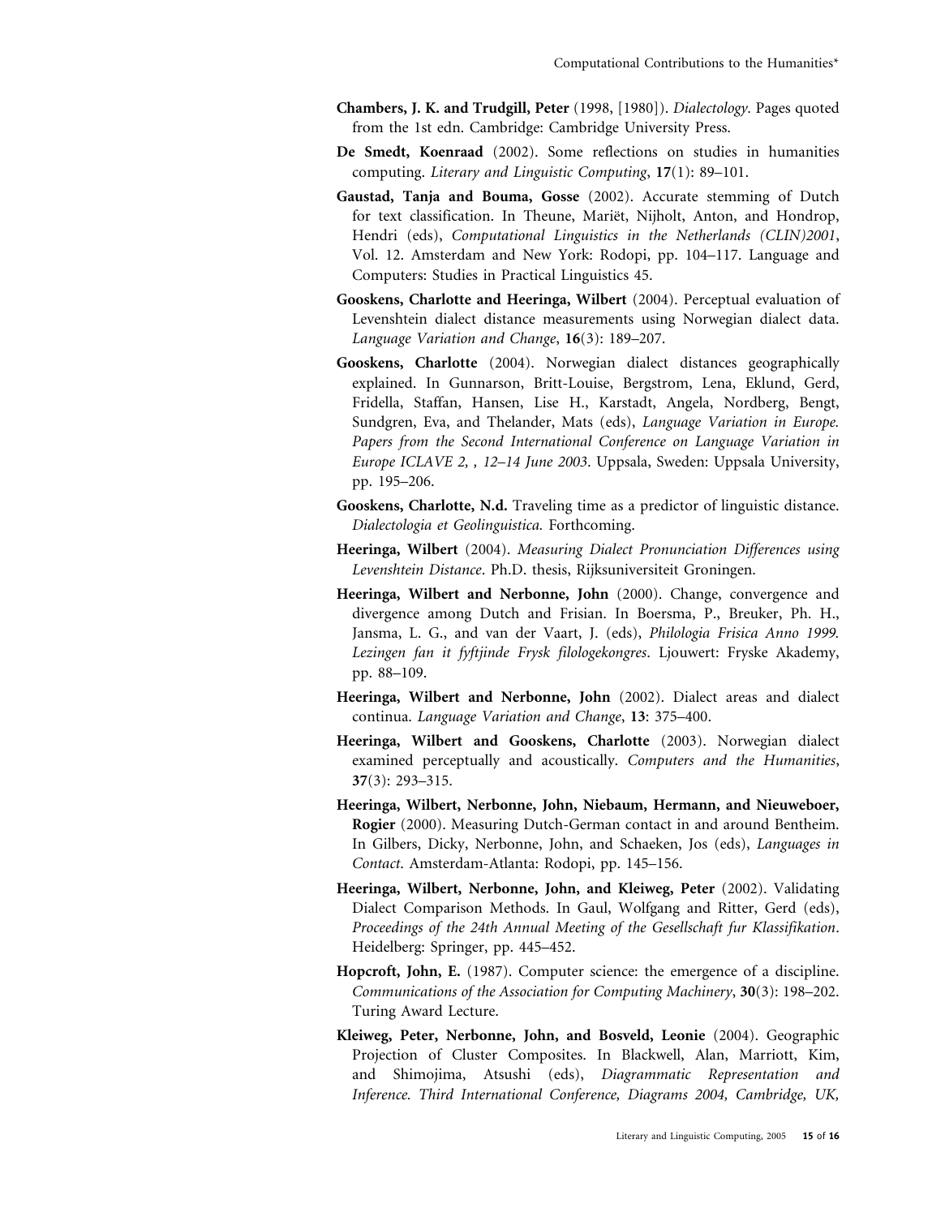**Chambers, J. K. and Trudgill, Peter** (1998, [1980]). *Dialectology*. Pages quoted from the 1st edn. Cambridge: Cambridge University Press.

**De Smedt, Koenraad** (2002). Some reflections on studies in humanities computing. *Literary and Linguistic Computing*, **17**(1): 89–101.

**Gaustad, Tanja and Bouma, Gosse** (2002). Accurate stemming of Dutch for text classification. In Theune, Mariët, Nijholt, Anton, and Hondrop, Hendri (eds), *Computational Linguistics in the Netherlands (CLIN)2001*, Vol. 12. Amsterdam and New York: Rodopi, pp. 104–117. Language and Computers: Studies in Practical Linguistics 45.

**Gooskens, Charlotte and Heeringa, Wilbert** (2004). Perceptual evaluation of Levenshtein dialect distance measurements using Norwegian dialect data. *Language Variation and Change*, **16**(3): 189–207.

**Gooskens, Charlotte** (2004). Norwegian dialect distances geographically explained. In Gunnarson, Britt-Louise, Bergstrom, Lena, Eklund, Gerd, Fridella, Staffan, Hansen, Lise H., Karstadt, Angela, Nordberg, Bengt, Sundgren, Eva, and Thelander, Mats (eds), *Language Variation in Europe. Papers from the Second International Conference on Language Variation in Europe ICLAVE 2, , 12–14 June 2003*. Uppsala, Sweden: Uppsala University, pp. 195–206.

**Gooskens, Charlotte, N.d.** Traveling time as a predictor of linguistic distance. *Dialectologia et Geolinguistica.* Forthcoming.

**Heeringa, Wilbert** (2004). *Measuring Dialect Pronunciation Differences using Levenshtein Distance*. Ph.D. thesis, Rijksuniversiteit Groningen.

**Heeringa, Wilbert and Nerbonne, John** (2000). Change, convergence and divergence among Dutch and Frisian. In Boersma, P., Breuker, Ph. H., Jansma, L. G., and van der Vaart, J. (eds), *Philologia Frisica Anno 1999. Lezingen fan it fyftjinde Frysk filologekongres*. Ljouwert: Fryske Akademy, pp. 88–109.

**Heeringa, Wilbert and Nerbonne, John** (2002). Dialect areas and dialect continua. *Language Variation and Change*, **13**: 375–400.

**Heeringa, Wilbert and Gooskens, Charlotte** (2003). Norwegian dialect examined perceptually and acoustically. *Computers and the Humanities*, **37**(3): 293–315.

**Heeringa, Wilbert, Nerbonne, John, Niebaum, Hermann, and Nieuweboer, Rogier** (2000). Measuring Dutch-German contact in and around Bentheim. In Gilbers, Dicky, Nerbonne, John, and Schaeken, Jos (eds), *Languages in Contact*. Amsterdam-Atlanta: Rodopi, pp. 145–156.

**Heeringa, Wilbert, Nerbonne, John, and Kleiweg, Peter** (2002). Validating Dialect Comparison Methods. In Gaul, Wolfgang and Ritter, Gerd (eds), *Proceedings of the 24th Annual Meeting of the Gesellschaft fur Klassifikation*. Heidelberg: Springer, pp. 445–452.

**Hopcroft, John, E.** (1987). Computer science: the emergence of a discipline. *Communications of the Association for Computing Machinery*, **30**(3): 198–202. Turing Award Lecture.

**Kleiweg, Peter, Nerbonne, John, and Bosveld, Leonie** (2004). Geographic Projection of Cluster Composites. In Blackwell, Alan, Marriott, Kim, and Shimojima, Atsushi (eds), *Diagrammatic Representation and Inference. Third International Conference, Diagrams 2004, Cambridge, UK,*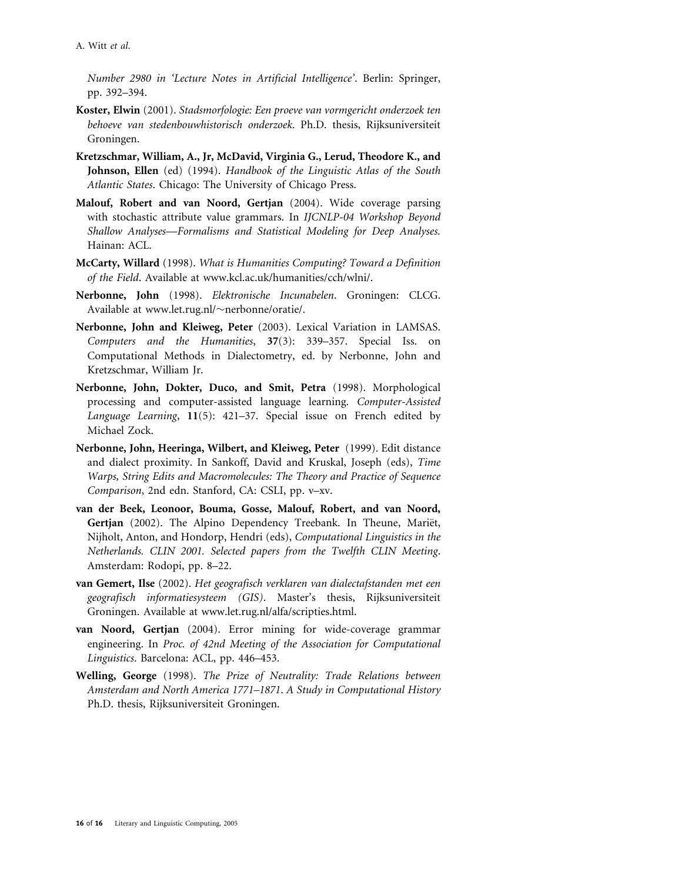*Number 2980 in 'Lecture Notes in Artificial Intelligence'*. Berlin: Springer, pp. 392–394.

**Koster, Elwin** (2001). *Stadsmorfologie: Een proeve van vormgericht onderzoek ten behoeve van stedenbouwhistorisch onderzoek*. Ph.D. thesis, Rijksuniversiteit Groningen.

**Kretzschmar, William, A., Jr, McDavid, Virginia G., Lerud, Theodore K., and Johnson, Ellen** (ed) (1994). *Handbook of the Linguistic Atlas of the South Atlantic States*. Chicago: The University of Chicago Press.

**Malouf, Robert and van Noord, Gertjan** (2004). Wide coverage parsing with stochastic attribute value grammars. In *IJCNLP-04 Workshop Beyond Shallow Analyses—Formalisms and Statistical Modeling for Deep Analyses.* Hainan: ACL.

**McCarty, Willard** (1998). *What is Humanities Computing? Toward a Definition of the Field*. Available at www.kcl.ac.uk/humanities/cch/wlni/.

**Nerbonne, John** (1998). *Elektronische Incunabelen*. Groningen: CLCG. Available at www.let.rug.nl/~nerbonne/oratie/.

**Nerbonne, John and Kleiweg, Peter** (2003). Lexical Variation in LAMSAS. *Computers and the Humanities*, **37**(3): 339–357. Special Iss. on Computational Methods in Dialectometry, ed. by Nerbonne, John and Kretzschmar, William Jr.

**Nerbonne, John, Dokter, Duco, and Smit, Petra** (1998). Morphological processing and computer-assisted language learning. *Computer-Assisted Language Learning*, **11**(5): 421–37. Special issue on French edited by Michael Zock.

**Nerbonne, John, Heeringa, Wilbert, and Kleiweg, Peter** (1999). Edit distance and dialect proximity. In Sankoff, David and Kruskal, Joseph (eds), *Time Warps, String Edits and Macromolecules: The Theory and Practice of Sequence Comparison*, 2nd edn. Stanford, CA: CSLI, pp. v–xv.

**van der Beek, Leonoor, Bouma, Gosse, Malouf, Robert, and van Noord, Gertjan** (2002). The Alpino Dependency Treebank. In Theune, Mariët, Nijholt, Anton, and Hondorp, Hendri (eds), *Computational Linguistics in the Netherlands. CLIN 2001. Selected papers from the Twelfth CLIN Meeting*. Amsterdam: Rodopi, pp. 8–22.

**van Gemert, Ilse** (2002). *Het geografisch verklaren van dialectafstanden met een geografisch informatiesysteem (GIS)*. Master's thesis, Rijksuniversiteit Groningen. Available at www.let.rug.nl/alfa/scripties.html.

**van Noord, Gertjan** (2004). Error mining for wide-coverage grammar engineering. In *Proc. of 42nd Meeting of the Association for Computational Linguistics*. Barcelona: ACL, pp. 446–453.

**Welling, George** (1998). *The Prize of Neutrality: Trade Relations between Amsterdam and North America 1771–1871. A Study in Computational History* Ph.D. thesis, Rijksuniversiteit Groningen.